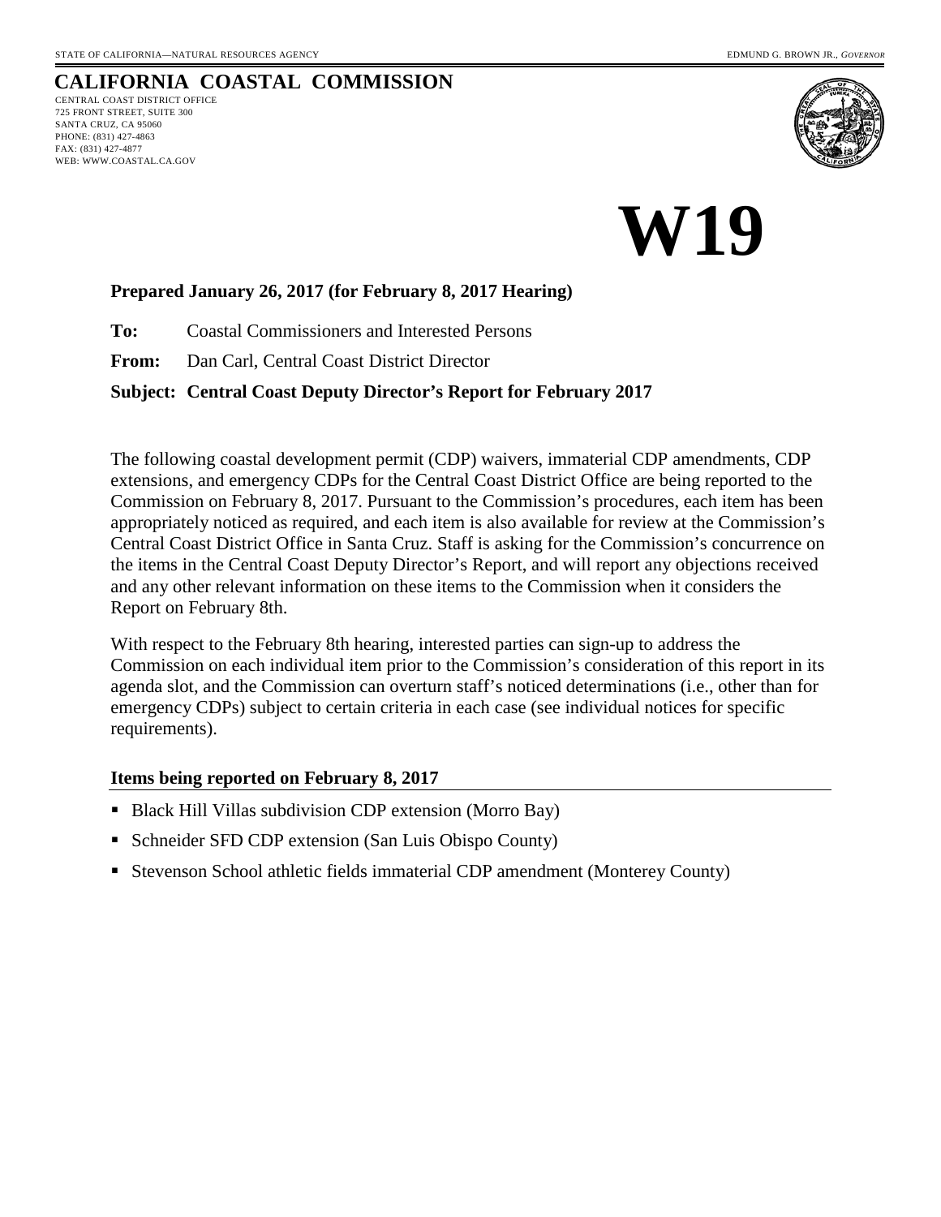STATE OF CALIFORNIA—NATURAL RESOURCES AGENCY

EDMUND G. BROWN JR., *GOVERNOR*

# CALIFORNIA COASTAL COMMISSION

CENTRAL COAST DISTRICT OFFICE
725 FRONT STREET, SUITE 300
SANTA CRUZ, CA 95060
PHONE: (831) 427-4863
FAX: (831) 427-4877
WEB: WWW.COASTAL.CA.GOV

# W19

**Prepared January 26, 2017 (for February 8, 2017 Hearing)**

**To:** Coastal Commissioners and Interested Persons

**From:** Dan Carl, Central Coast District Director

**Subject: Central Coast Deputy Director's Report for February 2017**

The following coastal development permit (CDP) waivers, immaterial CDP amendments, CDP extensions, and emergency CDPs for the Central Coast District Office are being reported to the Commission on February 8, 2017. Pursuant to the Commission's procedures, each item has been appropriately noticed as required, and each item is also available for review at the Commission's Central Coast District Office in Santa Cruz. Staff is asking for the Commission's concurrence on the items in the Central Coast Deputy Director's Report, and will report any objections received and any other relevant information on these items to the Commission when it considers the Report on February 8th.

With respect to the February 8th hearing, interested parties can sign-up to address the Commission on each individual item prior to the Commission's consideration of this report in its agenda slot, and the Commission can overturn staff's noticed determinations (i.e., other than for emergency CDPs) subject to certain criteria in each case (see individual notices for specific requirements).

### Items being reported on February 8, 2017

- Black Hill Villas subdivision CDP extension (Morro Bay)
- Schneider SFD CDP extension (San Luis Obispo County)
- Stevenson School athletic fields immaterial CDP amendment (Monterey County)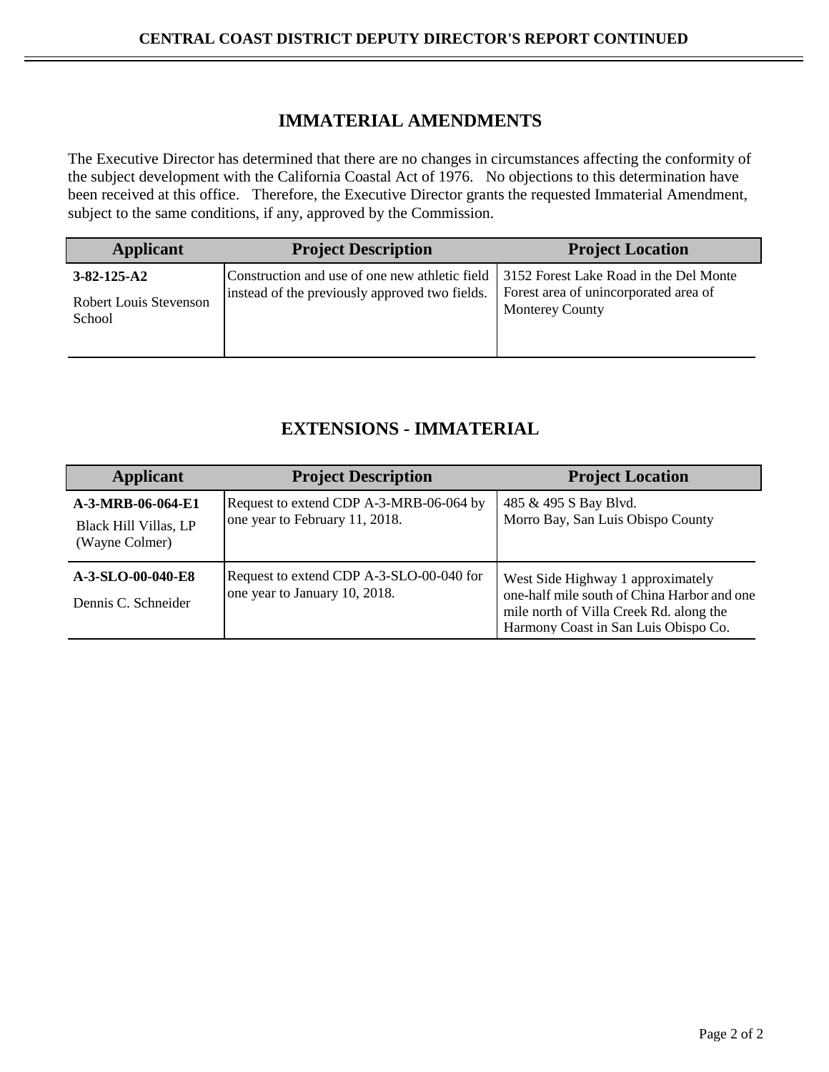## IMMATERIAL AMENDMENTS

The Executive Director has determined that there are no changes in circumstances affecting the conformity of the subject development with the California Coastal Act of 1976. No objections to this determination have been received at this office. Therefore, the Executive Director grants the requested Immaterial Amendment, subject to the same conditions, if any, approved by the Commission.

| Applicant | Project Description | Project Location |
|---|---|---|
| **3-82-125-A2**<br>Robert Louis Stevenson School | Construction and use of one new athletic field instead of the previously approved two fields. | 3152 Forest Lake Road in the Del Monte Forest area of unincorporated area of Monterey County |

## EXTENSIONS - IMMATERIAL

| Applicant | Project Description | Project Location |
|---|---|---|
| **A-3-MRB-06-064-E1**<br>Black Hill Villas, LP (Wayne Colmer) | Request to extend CDP A-3-MRB-06-064 by one year to February 11, 2018. | 485 & 495 S Bay Blvd.<br>Morro Bay, San Luis Obispo County |
| **A-3-SLO-00-040-E8**<br>Dennis C. Schneider | Request to extend CDP A-3-SLO-00-040 for one year to January 10, 2018. | West Side Highway 1 approximately one-half mile south of China Harbor and one mile north of Villa Creek Rd. along the Harmony Coast in San Luis Obispo Co. |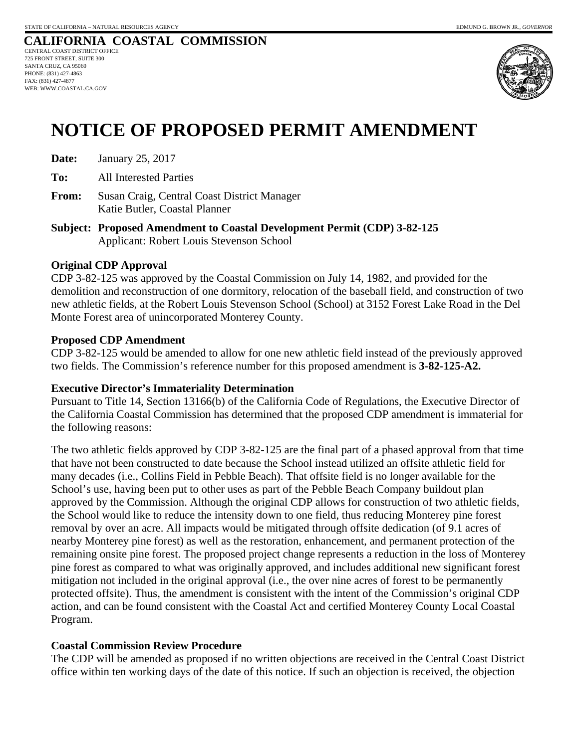STATE OF CALIFORNIA – NATURAL RESOURCES AGENCY EDMUND G. BROWN JR., *GOVERNOR*

**CALIFORNIA COASTAL COMMISSION**
CENTRAL COAST DISTRICT OFFICE
725 FRONT STREET, SUITE 300
SANTA CRUZ, CA 95060
PHONE: (831) 427-4863
FAX: (831) 427-4877
WEB: WWW.COASTAL.CA.GOV

# NOTICE OF PROPOSED PERMIT AMENDMENT

**Date:** January 25, 2017

**To:** All Interested Parties

**From:** Susan Craig, Central Coast District Manager
Katie Butler, Coastal Planner

**Subject: Proposed Amendment to Coastal Development Permit (CDP) 3-82-125**
Applicant: Robert Louis Stevenson School

**Original CDP Approval**
CDP 3-82-125 was approved by the Coastal Commission on July 14, 1982, and provided for the demolition and reconstruction of one dormitory, relocation of the baseball field, and construction of two new athletic fields, at the Robert Louis Stevenson School (School) at 3152 Forest Lake Road in the Del Monte Forest area of unincorporated Monterey County.

**Proposed CDP Amendment**
CDP 3-82-125 would be amended to allow for one new athletic field instead of the previously approved two fields. The Commission's reference number for this proposed amendment is **3-82-125-A2.**

**Executive Director's Immateriality Determination**
Pursuant to Title 14, Section 13166(b) of the California Code of Regulations, the Executive Director of the California Coastal Commission has determined that the proposed CDP amendment is immaterial for the following reasons:

The two athletic fields approved by CDP 3-82-125 are the final part of a phased approval from that time that have not been constructed to date because the School instead utilized an offsite athletic field for many decades (i.e., Collins Field in Pebble Beach). That offsite field is no longer available for the School's use, having been put to other uses as part of the Pebble Beach Company buildout plan approved by the Commission. Although the original CDP allows for construction of two athletic fields, the School would like to reduce the intensity down to one field, thus reducing Monterey pine forest removal by over an acre. All impacts would be mitigated through offsite dedication (of 9.1 acres of nearby Monterey pine forest) as well as the restoration, enhancement, and permanent protection of the remaining onsite pine forest. The proposed project change represents a reduction in the loss of Monterey pine forest as compared to what was originally approved, and includes additional new significant forest mitigation not included in the original approval (i.e., the over nine acres of forest to be permanently protected offsite). Thus, the amendment is consistent with the intent of the Commission's original CDP action, and can be found consistent with the Coastal Act and certified Monterey County Local Coastal Program.

**Coastal Commission Review Procedure**
The CDP will be amended as proposed if no written objections are received in the Central Coast District office within ten working days of the date of this notice. If such an objection is received, the objection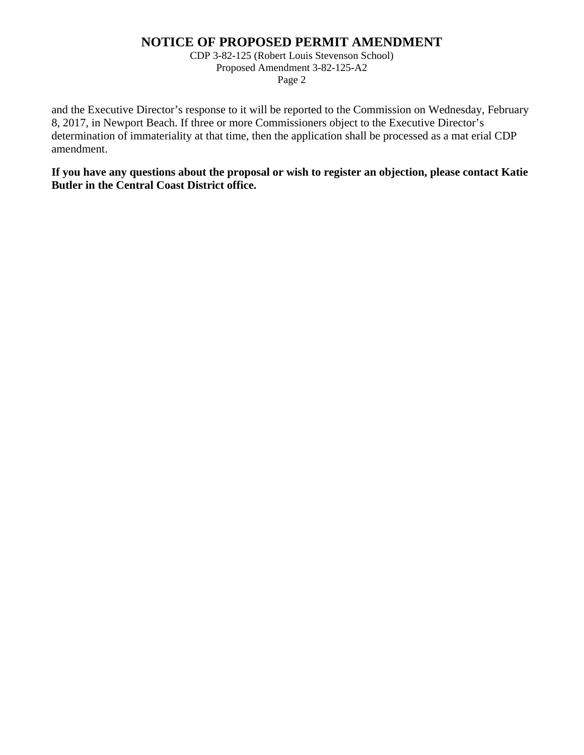and the Executive Director's response to it will be reported to the Commission on Wednesday, February 8, 2017, in Newport Beach. If three or more Commissioners object to the Executive Director's determination of immateriality at that time, then the application shall be processed as a mat erial CDP amendment.

**If you have any questions about the proposal or wish to register an objection, please contact Katie Butler in the Central Coast District office.**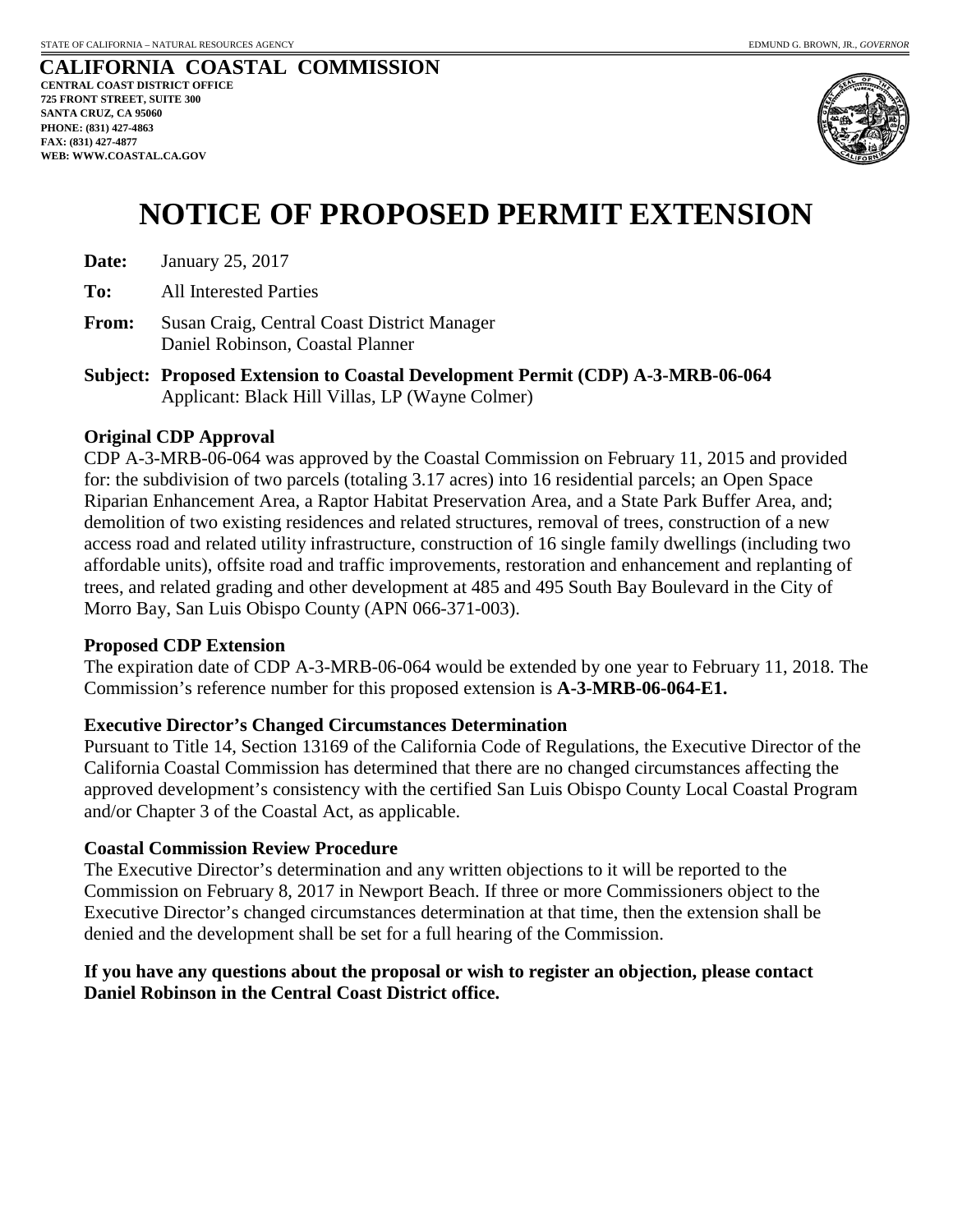STATE OF CALIFORNIA – NATURAL RESOURCES AGENCY EDMUND G. BROWN, JR., *GOVERNOR*

**CALIFORNIA COASTAL COMMISSION**
**CENTRAL COAST DISTRICT OFFICE**
**725 FRONT STREET, SUITE 300**
**SANTA CRUZ, CA 95060**
**PHONE: (831) 427-4863**
**FAX: (831) 427-4877**
**WEB: WWW.COASTAL.CA.GOV**

# NOTICE OF PROPOSED PERMIT EXTENSION

**Date:** January 25, 2017

**To:** All Interested Parties

**From:** Susan Craig, Central Coast District Manager
Daniel Robinson, Coastal Planner

**Subject: Proposed Extension to Coastal Development Permit (CDP) A-3-MRB-06-064**
Applicant: Black Hill Villas, LP (Wayne Colmer)

**Original CDP Approval**

CDP A-3-MRB-06-064 was approved by the Coastal Commission on February 11, 2015 and provided for: the subdivision of two parcels (totaling 3.17 acres) into 16 residential parcels; an Open Space Riparian Enhancement Area, a Raptor Habitat Preservation Area, and a State Park Buffer Area, and; demolition of two existing residences and related structures, removal of trees, construction of a new access road and related utility infrastructure, construction of 16 single family dwellings (including two affordable units), offsite road and traffic improvements, restoration and enhancement and replanting of trees, and related grading and other development at 485 and 495 South Bay Boulevard in the City of Morro Bay, San Luis Obispo County (APN 066-371-003).

**Proposed CDP Extension**

The expiration date of CDP A-3-MRB-06-064 would be extended by one year to February 11, 2018. The Commission's reference number for this proposed extension is **A-3-MRB-06-064-E1.**

**Executive Director's Changed Circumstances Determination**

Pursuant to Title 14, Section 13169 of the California Code of Regulations, the Executive Director of the California Coastal Commission has determined that there are no changed circumstances affecting the approved development's consistency with the certified San Luis Obispo County Local Coastal Program and/or Chapter 3 of the Coastal Act, as applicable.

**Coastal Commission Review Procedure**

The Executive Director's determination and any written objections to it will be reported to the Commission on February 8, 2017 in Newport Beach. If three or more Commissioners object to the Executive Director's changed circumstances determination at that time, then the extension shall be denied and the development shall be set for a full hearing of the Commission.

**If you have any questions about the proposal or wish to register an objection, please contact Daniel Robinson in the Central Coast District office.**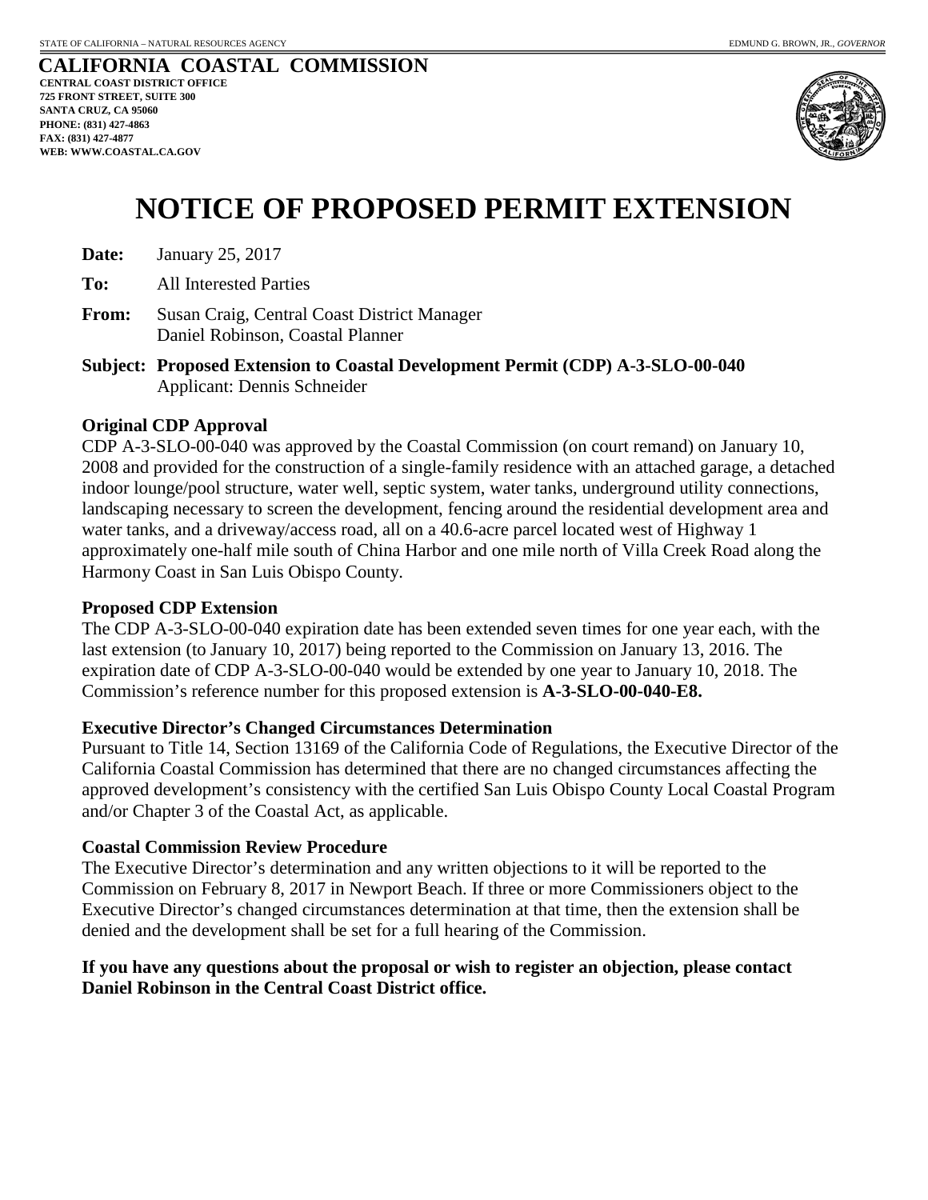STATE OF CALIFORNIA – NATURAL RESOURCES AGENCY

EDMUND G. BROWN, JR., *GOVERNOR*

**CALIFORNIA COASTAL COMMISSION**
**CENTRAL COAST DISTRICT OFFICE**
**725 FRONT STREET, SUITE 300**
**SANTA CRUZ, CA 95060**
**PHONE: (831) 427-4863**
**FAX: (831) 427-4877**
**WEB: WWW.COASTAL.CA.GOV**

# NOTICE OF PROPOSED PERMIT EXTENSION

**Date:** January 25, 2017

**To:** All Interested Parties

**From:** Susan Craig, Central Coast District Manager
Daniel Robinson, Coastal Planner

**Subject: Proposed Extension to Coastal Development Permit (CDP) A-3-SLO-00-040**
Applicant: Dennis Schneider

**Original CDP Approval**

CDP A-3-SLO-00-040 was approved by the Coastal Commission (on court remand) on January 10, 2008 and provided for the construction of a single-family residence with an attached garage, a detached indoor lounge/pool structure, water well, septic system, water tanks, underground utility connections, landscaping necessary to screen the development, fencing around the residential development area and water tanks, and a driveway/access road, all on a 40.6-acre parcel located west of Highway 1 approximately one-half mile south of China Harbor and one mile north of Villa Creek Road along the Harmony Coast in San Luis Obispo County.

**Proposed CDP Extension**

The CDP A-3-SLO-00-040 expiration date has been extended seven times for one year each, with the last extension (to January 10, 2017) being reported to the Commission on January 13, 2016. The expiration date of CDP A-3-SLO-00-040 would be extended by one year to January 10, 2018. The Commission's reference number for this proposed extension is **A-3-SLO-00-040-E8.**

**Executive Director's Changed Circumstances Determination**

Pursuant to Title 14, Section 13169 of the California Code of Regulations, the Executive Director of the California Coastal Commission has determined that there are no changed circumstances affecting the approved development's consistency with the certified San Luis Obispo County Local Coastal Program and/or Chapter 3 of the Coastal Act, as applicable.

**Coastal Commission Review Procedure**

The Executive Director's determination and any written objections to it will be reported to the Commission on February 8, 2017 in Newport Beach. If three or more Commissioners object to the Executive Director's changed circumstances determination at that time, then the extension shall be denied and the development shall be set for a full hearing of the Commission.

**If you have any questions about the proposal or wish to register an objection, please contact Daniel Robinson in the Central Coast District office.**